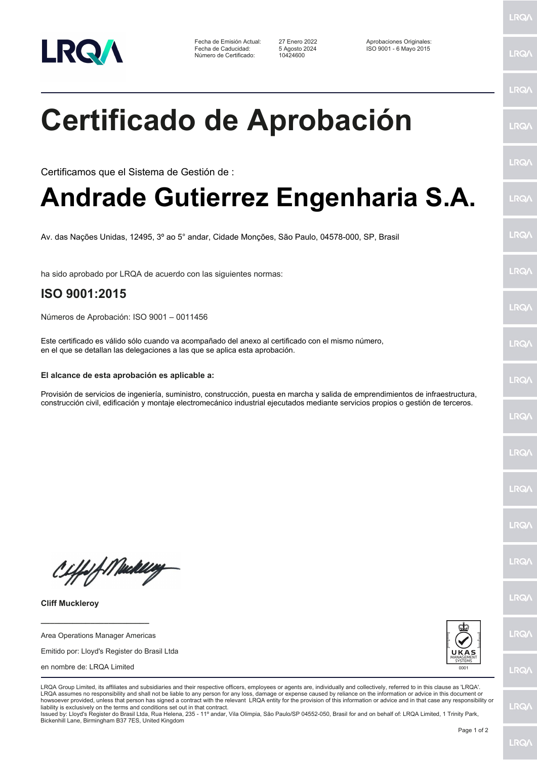| | | |
|---|---|---|
| Fecha de Emisión Actual: | 27 Enero 2022 | Aprobaciones Originales: |
| Fecha de Caducidad: | 5 Agosto 2024 | ISO 9001 - 6 Mayo 2015 |
| Número de Certificado: | 10424600 | |

# Certificado de Aprobación

Certificamos que el Sistema de Gestión de :

# Andrade Gutierrez Engenharia S.A.

Av. das Nações Unidas, 12495, 3º ao 5° andar, Cidade Monções, São Paulo, 04578-000, SP, Brasil

ha sido aprobado por LRQA de acuerdo con las siguientes normas:

## ISO 9001:2015

Números de Aprobación: ISO 9001 – 0011456

Este certificado es válido sólo cuando va acompañado del anexo al certificado con el mismo número, en el que se detallan las delegaciones a las que se aplica esta aprobación.

**El alcance de esta aprobación es aplicable a:**

Provisión de servicios de ingeniería, suministro, construcción, puesta en marcha y salida de emprendimientos de infraestructura, construcción civil, edificación y montaje electromecánico industrial ejecutados mediante servicios propios o gestión de terceros.

**Cliff Muckleroy**

Area Operations Manager Americas

Emitido por: Lloyd's Register do Brasil Ltda

en nombre de: LRQA Limited

UKAS MANAGEMENT SYSTEMS 0001

LRQA Group Limited, its affiliates and subsidiaries and their respective officers, employees or agents are, individually and collectively, referred to in this clause as 'LRQA'. LRQA assumes no responsibility and shall not be liable to any person for any loss, damage or expense caused by reliance on the information or advice in this document or howsoever provided, unless that person has signed a contract with the relevant LRQA entity for the provision of this information or advice and in that case any responsibility or liability is exclusively on the terms and conditions set out in that contract.
Issued by: Lloyd's Register do Brasil Ltda, Rua Helena, 235 - 11º andar, Vila Olimpia, São Paulo/SP 04552-050, Brasil for and on behalf of: LRQA Limited, 1 Trinity Park, Bickenhill Lane, Birmingham B37 7ES, United Kingdom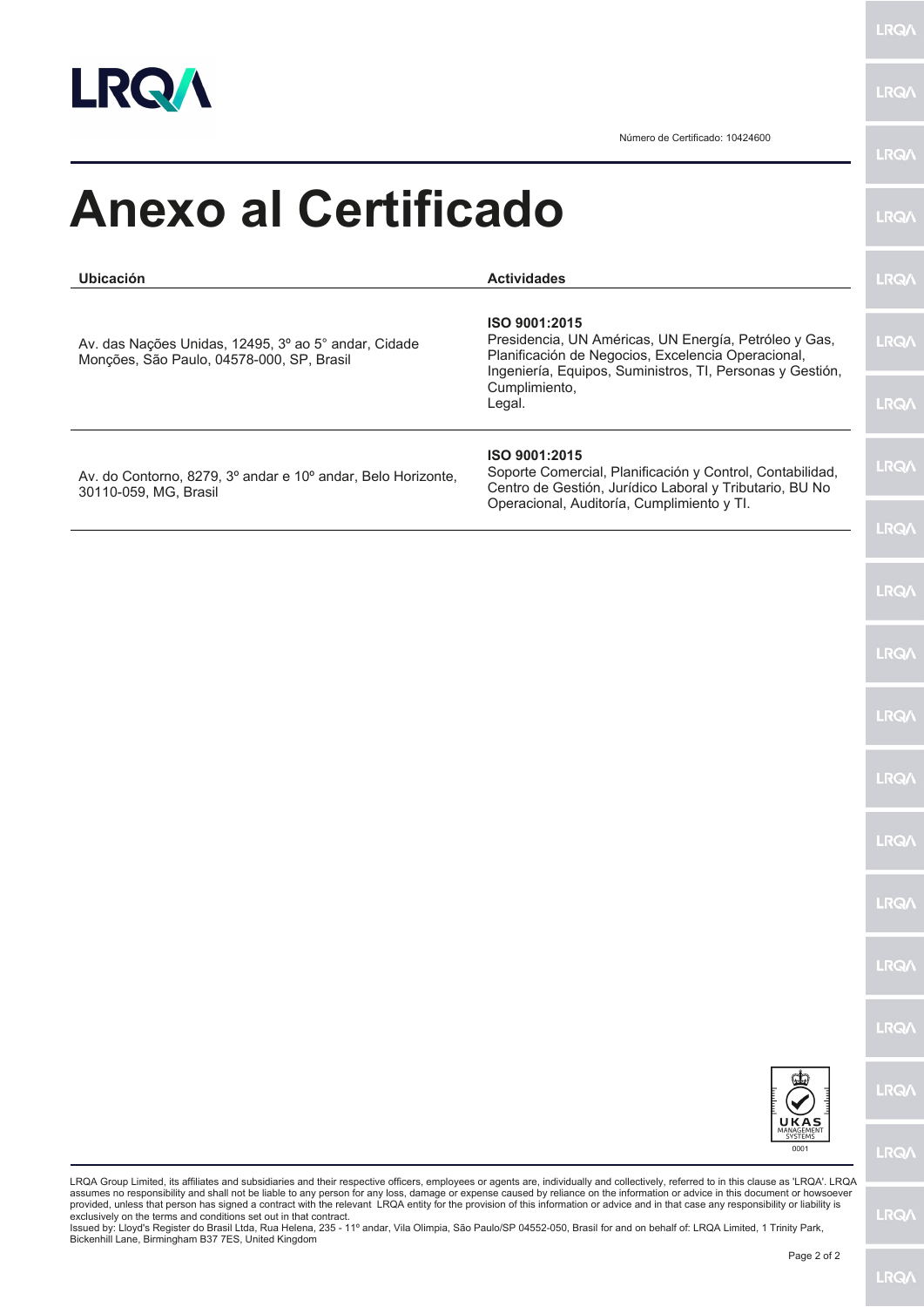Número de Certificado: 10424600

# Anexo al Certificado

| Ubicación | Actividades |
| --- | --- |
| Av. das Nações Unidas, 12495, 3º ao 5° andar, Cidade Monções, São Paulo, 04578-000, SP, Brasil | **ISO 9001:2015** Presidencia, UN Américas, UN Energía, Petróleo y Gas, Planificación de Negocios, Excelencia Operacional, Ingeniería, Equipos, Suministros, TI, Personas y Gestión, Cumplimiento, Legal. |
| Av. do Contorno, 8279, 3º andar e 10º andar, Belo Horizonte, 30110-059, MG, Brasil | **ISO 9001:2015** Soporte Comercial, Planificación y Control, Contabilidad, Centro de Gestión, Jurídico Laboral y Tributario, BU No Operacional, Auditoría, Cumplimiento y TI. |

UKAS MANAGEMENT SYSTEMS 0001

LRQA Group Limited, its affiliates and subsidiaries and their respective officers, employees or agents are, individually and collectively, referred to in this clause as 'LRQA'. LRQA assumes no responsibility and shall not be liable to any person for any loss, damage or expense caused by reliance on the information or advice in this document or howsoever provided, unless that person has signed a contract with the relevant LRQA entity for the provision of this information or advice and in that case any responsibility or liability is exclusively on the terms and conditions set out in that contract.
Issued by: Lloyd's Register do Brasil Ltda, Rua Helena, 235 - 11º andar, Vila Olimpia, São Paulo/SP 04552-050, Brasil for and on behalf of: LRQA Limited, 1 Trinity Park, Bickenhill Lane, Birmingham B37 7ES, United Kingdom